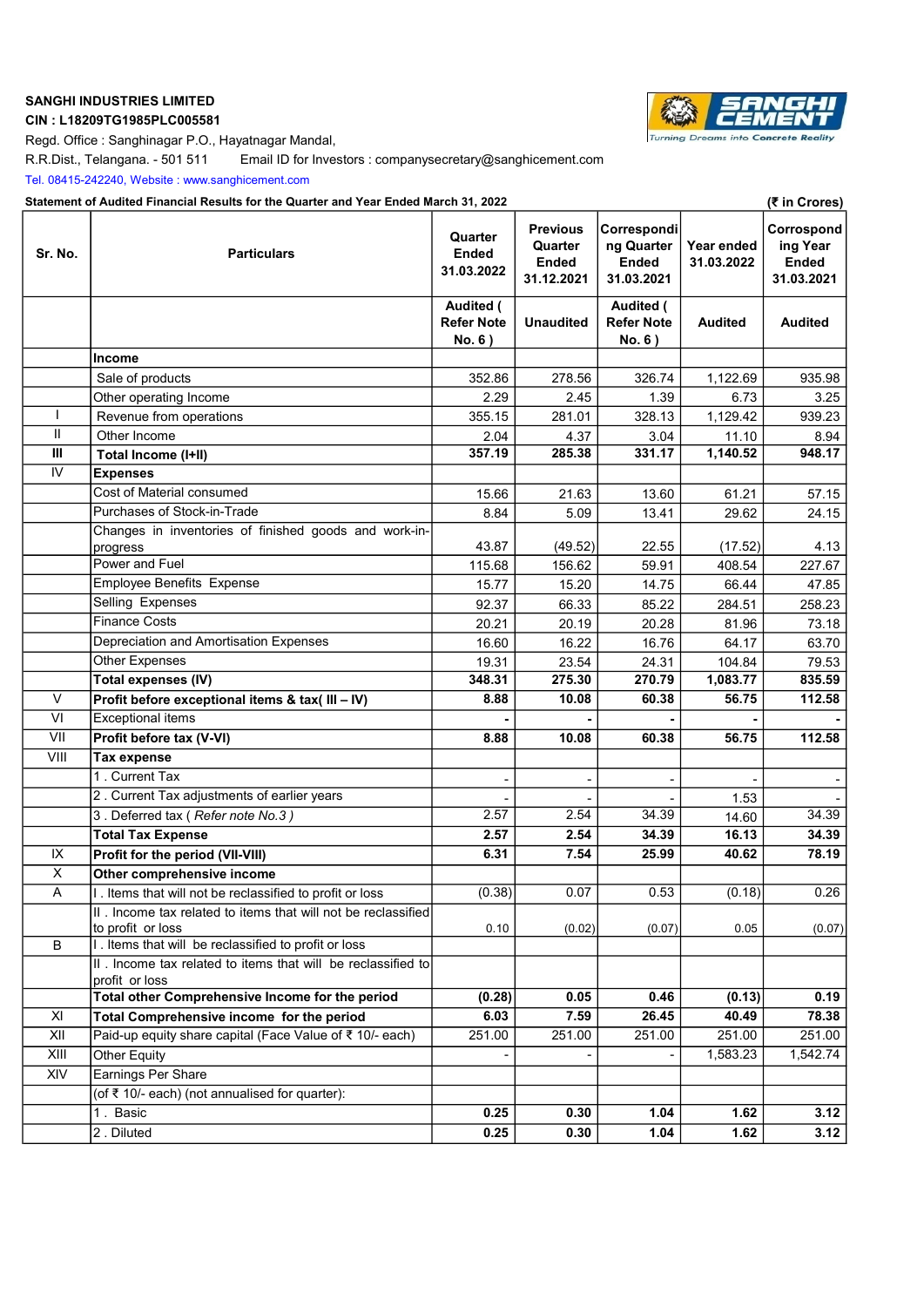**SANGHI INDUSTRIES LIMITED**

**CIN : L18209TG1985PLC005581**

Regd. Office : Sanghinagar P.O., Hayatnagar Mandal,

R.R.Dist., Telangana. - 501 511 Email ID for Investors : companysecretary@sanghicement.com

Tel. 08415-242240, Website : www.sanghicement.com

**Statement of Audited Financial Results for the Quarter and Year Ended March 31, 2022** **(₹ in Crores)**

| Sr. No. | Particulars | Quarter Ended 31.03.2022 | Previous Quarter Ended 31.12.2021 | Corresponding Quarter Ended 31.03.2021 | Year ended 31.03.2022 | Corresponding Year Ended 31.03.2021 |
|---|---|---|---|---|---|---|
| | | Audited ( Refer Note No. 6 ) | Unaudited | Audited ( Refer Note No. 6 ) | Audited | Audited |
| | **Income** | | | | | |
| | Sale of products | 352.86 | 278.56 | 326.74 | 1,122.69 | 935.98 |
| | Other operating Income | 2.29 | 2.45 | 1.39 | 6.73 | 3.25 |
| I | Revenue from operations | 355.15 | 281.01 | 328.13 | 1,129.42 | 939.23 |
| II | Other Income | 2.04 | 4.37 | 3.04 | 11.10 | 8.94 |
| **III** | **Total Income (I+II)** | **357.19** | **285.38** | **331.17** | **1,140.52** | **948.17** |
| IV | **Expenses** | | | | | |
| | Cost of Material consumed | 15.66 | 21.63 | 13.60 | 61.21 | 57.15 |
| | Purchases of Stock-in-Trade | 8.84 | 5.09 | 13.41 | 29.62 | 24.15 |
| | Changes in inventories of finished goods and work-in-progress | 43.87 | (49.52) | 22.55 | (17.52) | 4.13 |
| | Power and Fuel | 115.68 | 156.62 | 59.91 | 408.54 | 227.67 |
| | Employee Benefits Expense | 15.77 | 15.20 | 14.75 | 66.44 | 47.85 |
| | Selling Expenses | 92.37 | 66.33 | 85.22 | 284.51 | 258.23 |
| | Finance Costs | 20.21 | 20.19 | 20.28 | 81.96 | 73.18 |
| | Depreciation and Amortisation Expenses | 16.60 | 16.22 | 16.76 | 64.17 | 63.70 |
| | Other Expenses | 19.31 | 23.54 | 24.31 | 104.84 | 79.53 |
| | **Total expenses (IV)** | **348.31** | **275.30** | **270.79** | **1,083.77** | **835.59** |
| V | **Profit before exceptional items & tax( III – IV)** | **8.88** | **10.08** | **60.38** | **56.75** | **112.58** |
| VI | Exceptional items | **-** | **-** | **-** | **-** | **-** |
| VII | **Profit before tax (V-VI)** | **8.88** | **10.08** | **60.38** | **56.75** | **112.58** |
| VIII | **Tax expense** | | | | | |
| | 1 . Current Tax | - | - | - | - | - |
| | 2 . Current Tax adjustments of earlier years | - | - | - | 1.53 | - |
| | 3 . Deferred tax ( *Refer note No.3* ) | 2.57 | 2.54 | 34.39 | 14.60 | 34.39 |
| | **Total Tax Expense** | **2.57** | **2.54** | **34.39** | **16.13** | **34.39** |
| IX | **Profit for the period (VII-VIII)** | **6.31** | **7.54** | **25.99** | **40.62** | **78.19** |
| X | **Other comprehensive income** | | | | | |
| A | I . Items that will not be reclassified to profit or loss | (0.38) | 0.07 | 0.53 | (0.18) | 0.26 |
| | II . Income tax related to items that will not be reclassified to profit or loss | 0.10 | (0.02) | (0.07) | 0.05 | (0.07) |
| B | I . Items that will be reclassified to profit or loss | | | | | |
| | II . Income tax related to items that will be reclassified to profit or loss | | | | | |
| | **Total other Comprehensive Income for the period** | **(0.28)** | **0.05** | **0.46** | **(0.13)** | **0.19** |
| XI | **Total Comprehensive income for the period** | **6.03** | **7.59** | **26.45** | **40.49** | **78.38** |
| XII | Paid-up equity share capital (Face Value of ₹ 10/- each) | 251.00 | 251.00 | 251.00 | 251.00 | 251.00 |
| XIII | Other Equity | - | - | - | 1,583.23 | 1,542.74 |
| XIV | Earnings Per Share | | | | | |
| | (of ₹ 10/- each) (not annualised for quarter): | | | | | |
| | 1 . Basic | **0.25** | **0.30** | **1.04** | **1.62** | **3.12** |
| | 2 . Diluted | **0.25** | **0.30** | **1.04** | **1.62** | **3.12** |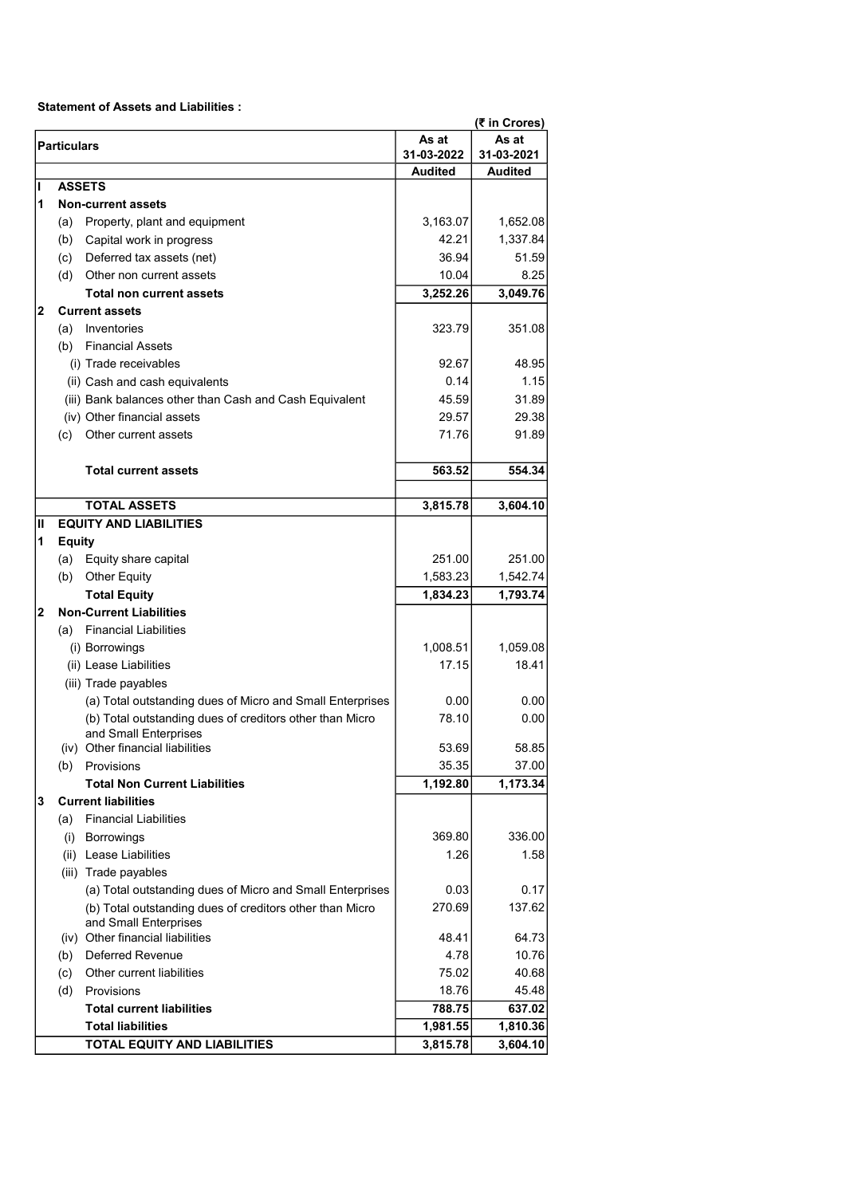**Statement of Assets and Liabilities :**

(₹ in Crores)

| Particulars | | | As at 31-03-2022 | As at 31-03-2021 |
|---|---|---|---|---|
| | | | **Audited** | **Audited** |
| **I** | **ASSETS** | | | |
| **1** | **Non-current assets** | | | |
| | (a) | Property, plant and equipment | 3,163.07 | 1,652.08 |
| | (b) | Capital work in progress | 42.21 | 1,337.84 |
| | (c) | Deferred tax assets (net) | 36.94 | 51.59 |
| | (d) | Other non current assets | 10.04 | 8.25 |
| | | **Total non current assets** | **3,252.26** | **3,049.76** |
| **2** | **Current assets** | | | |
| | (a) | Inventories | 323.79 | 351.08 |
| | (b) | Financial Assets | | |
| | | (i) Trade receivables | 92.67 | 48.95 |
| | | (ii) Cash and cash equivalents | 0.14 | 1.15 |
| | | (iii) Bank balances other than Cash and Cash Equivalent | 45.59 | 31.89 |
| | | (iv) Other financial assets | 29.57 | 29.38 |
| | (c) | Other current assets | 71.76 | 91.89 |
| | | **Total current assets** | **563.52** | **554.34** |
| | | **TOTAL ASSETS** | **3,815.78** | **3,604.10** |
| **II** | **EQUITY AND LIABILITIES** | | | |
| **1** | **Equity** | | | |
| | (a) | Equity share capital | 251.00 | 251.00 |
| | (b) | Other Equity | 1,583.23 | 1,542.74 |
| | | **Total Equity** | **1,834.23** | **1,793.74** |
| **2** | **Non-Current Liabilities** | | | |
| | (a) | Financial Liabilities | | |
| | | (i) Borrowings | 1,008.51 | 1,059.08 |
| | | (ii) Lease Liabilities | 17.15 | 18.41 |
| | | (iii) Trade payables | | |
| | | (a) Total outstanding dues of Micro and Small Enterprises | 0.00 | 0.00 |
| | | (b) Total outstanding dues of creditors other than Micro and Small Enterprises | 78.10 | 0.00 |
| | | (iv) Other financial liabilities | 53.69 | 58.85 |
| | (b) | Provisions | 35.35 | 37.00 |
| | | **Total Non Current Liabilities** | **1,192.80** | **1,173.34** |
| **3** | **Current liabilities** | | | |
| | (a) | Financial Liabilities | | |
| | | (i) Borrowings | 369.80 | 336.00 |
| | | (ii) Lease Liabilities | 1.26 | 1.58 |
| | | (iii) Trade payables | | |
| | | (a) Total outstanding dues of Micro and Small Enterprises | 0.03 | 0.17 |
| | | (b) Total outstanding dues of creditors other than Micro and Small Enterprises | 270.69 | 137.62 |
| | | (iv) Other financial liabilities | 48.41 | 64.73 |
| | (b) | Deferred Revenue | 4.78 | 10.76 |
| | (c) | Other current liabilities | 75.02 | 40.68 |
| | (d) | Provisions | 18.76 | 45.48 |
| | | **Total current liabilities** | **788.75** | **637.02** |
| | | **Total liabilities** | **1,981.55** | **1,810.36** |
| | | **TOTAL EQUITY AND LIABILITIES** | **3,815.78** | **3,604.10** |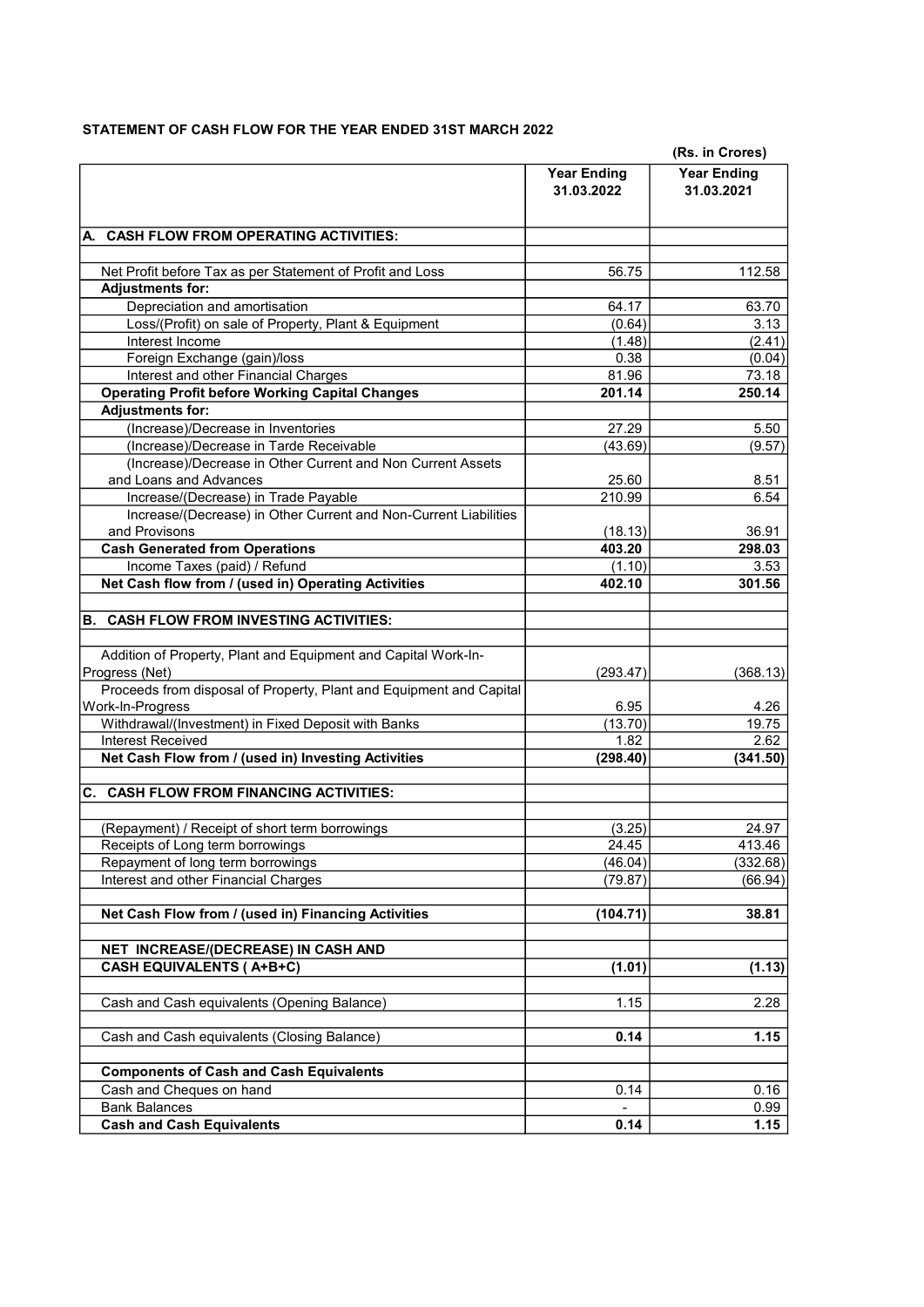## STATEMENT OF CASH FLOW FOR THE YEAR ENDED 31ST MARCH 2022

(Rs. in Crores)

| | Year Ending 31.03.2022 | Year Ending 31.03.2021 |
|---|---|---|
| **A. CASH FLOW FROM OPERATING ACTIVITIES:** | | |
| Net Profit before Tax as per Statement of Profit and Loss | 56.75 | 112.58 |
| **Adjustments for:** | | |
| Depreciation and amortisation | 64.17 | 63.70 |
| Loss/(Profit) on sale of Property, Plant & Equipment | (0.64) | 3.13 |
| Interest Income | (1.48) | (2.41) |
| Foreign Exchange (gain)/loss | 0.38 | (0.04) |
| Interest and other Financial Charges | 81.96 | 73.18 |
| **Operating Profit before Working Capital Changes** | **201.14** | **250.14** |
| **Adjustments for:** | | |
| (Increase)/Decrease in Inventories | 27.29 | 5.50 |
| (Increase)/Decrease in Tarde Receivable | (43.69) | (9.57) |
| (Increase)/Decrease in Other Current and Non Current Assets and Loans and Advances | 25.60 | 8.51 |
| Increase/(Decrease) in Trade Payable | 210.99 | 6.54 |
| Increase/(Decrease) in Other Current and Non-Current Liabilities and Provisons | (18.13) | 36.91 |
| **Cash Generated from Operations** | **403.20** | **298.03** |
| Income Taxes (paid) / Refund | (1.10) | 3.53 |
| **Net Cash flow from / (used in) Operating Activities** | **402.10** | **301.56** |
| **B. CASH FLOW FROM INVESTING ACTIVITIES:** | | |
| Addition of Property, Plant and Equipment and Capital Work-In-Progress (Net) | (293.47) | (368.13) |
| Proceeds from disposal of Property, Plant and Equipment and Capital Work-In-Progress | 6.95 | 4.26 |
| Withdrawal/(Investment) in Fixed Deposit with Banks | (13.70) | 19.75 |
| Interest Received | 1.82 | 2.62 |
| **Net Cash Flow from / (used in) Investing Activities** | **(298.40)** | **(341.50)** |
| **C. CASH FLOW FROM FINANCING ACTIVITIES:** | | |
| (Repayment) / Receipt of short term borrowings | (3.25) | 24.97 |
| Receipts of Long term borrowings | 24.45 | 413.46 |
| Repayment of long term borrowings | (46.04) | (332.68) |
| Interest and other Financial Charges | (79.87) | (66.94) |
| **Net Cash Flow from / (used in) Financing Activities** | **(104.71)** | **38.81** |
| **NET INCREASE/(DECREASE) IN CASH AND CASH EQUIVALENTS ( A+B+C)** | **(1.01)** | **(1.13)** |
| Cash and Cash equivalents (Opening Balance) | 1.15 | 2.28 |
| Cash and Cash equivalents (Closing Balance) | **0.14** | **1.15** |
| **Components of Cash and Cash Equivalents** | | |
| Cash and Cheques on hand | 0.14 | 0.16 |
| Bank Balances | - | 0.99 |
| **Cash and Cash Equivalents** | **0.14** | **1.15** |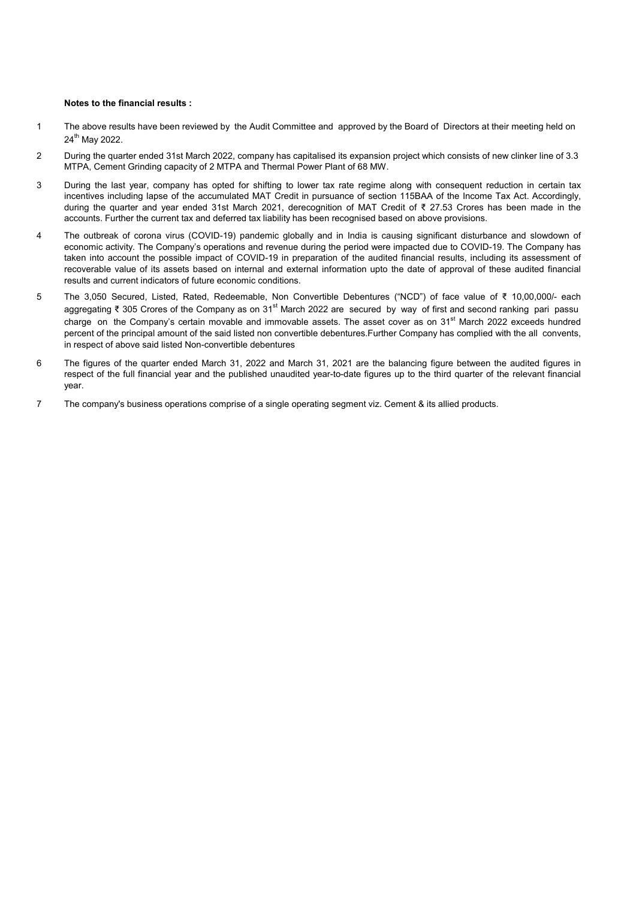**Notes to the financial results :**

1. The above results have been reviewed by the Audit Committee and approved by the Board of Directors at their meeting held on 24th May 2022.

2. During the quarter ended 31st March 2022, company has capitalised its expansion project which consists of new clinker line of 3.3 MTPA, Cement Grinding capacity of 2 MTPA and Thermal Power Plant of 68 MW.

3. During the last year, company has opted for shifting to lower tax rate regime along with consequent reduction in certain tax incentives including lapse of the accumulated MAT Credit in pursuance of section 115BAA of the Income Tax Act. Accordingly, during the quarter and year ended 31st March 2021, derecognition of MAT Credit of ₹ 27.53 Crores has been made in the accounts. Further the current tax and deferred tax liability has been recognised based on above provisions.

4. The outbreak of corona virus (COVID-19) pandemic globally and in India is causing significant disturbance and slowdown of economic activity. The Company's operations and revenue during the period were impacted due to COVID-19. The Company has taken into account the possible impact of COVID-19 in preparation of the audited financial results, including its assessment of recoverable value of its assets based on internal and external information upto the date of approval of these audited financial results and current indicators of future economic conditions.

5. The 3,050 Secured, Listed, Rated, Redeemable, Non Convertible Debentures ("NCD") of face value of ₹ 10,00,000/- each aggregating ₹ 305 Crores of the Company as on 31st March 2022 are secured by way of first and second ranking pari passu charge on the Company's certain movable and immovable assets. The asset cover as on 31st March 2022 exceeds hundred percent of the principal amount of the said listed non convertible debentures.Further Company has complied with the all convents, in respect of above said listed Non-convertible debentures

6. The figures of the quarter ended March 31, 2022 and March 31, 2021 are the balancing figure between the audited figures in respect of the full financial year and the published unaudited year-to-date figures up to the third quarter of the relevant financial year.

7. The company's business operations comprise of a single operating segment viz. Cement & its allied products.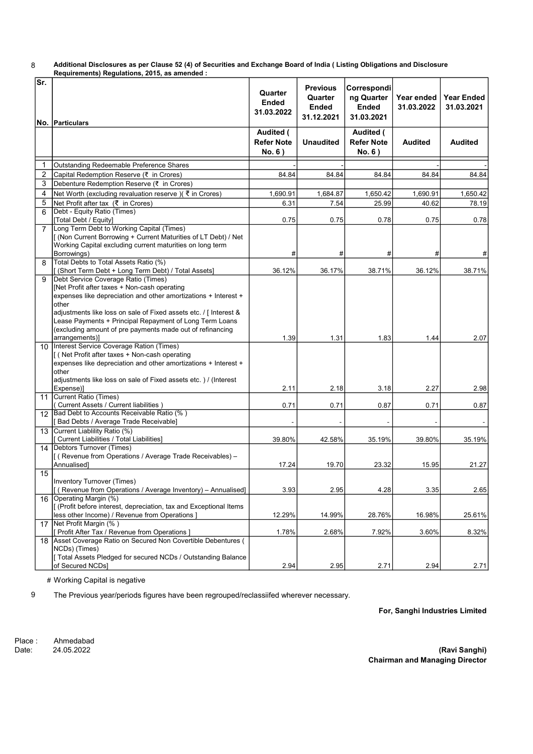8 **Additional Disclosures as per Clause 52 (4) of Securities and Exchange Board of India ( Listing Obligations and Disclosure Requirements) Regulations, 2015, as amended :**

| Sr. No. | Particulars | Quarter Ended 31.03.2022 | Previous Quarter Ended 31.12.2021 | Corresponding Quarter Ended 31.03.2021 | Year ended 31.03.2022 | Year Ended 31.03.2021 |
|---|---|---|---|---|---|---|
| | | Audited ( Refer Note No. 6 ) | Unaudited | Audited ( Refer Note No. 6 ) | Audited | Audited |
| 1 | Outstanding Redeemable Preference Shares | - | - | - | - | - |
| 2 | Capital Redemption Reserve (₹ in Crores) | 84.84 | 84.84 | 84.84 | 84.84 | 84.84 |
| 3 | Debenture Redemption Reserve (₹ in Crores) | | | | | |
| 4 | Net Worth (excluding revaluation reserve )( ₹ in Crores) | 1,690.91 | 1,684.87 | 1,650.42 | 1,690.91 | 1,650.42 |
| 5 | Net Profit after tax (₹ in Crores) | 6.31 | 7.54 | 25.99 | 40.62 | 78.19 |
| 6 | Debt - Equity Ratio (Times) [Total Debt / Equity] | 0.75 | 0.75 | 0.78 | 0.75 | 0.78 |
| 7 | Long Term Debt to Working Capital (Times) [ (Non Current Borrowing + Current Maturities of LT Debt) / Net Working Capital excluding current maturities on long term Borrowings) | # | # | # | # | # |
| 8 | Total Debts to Total Assets Ratio (%) [ (Short Term Debt + Long Term Debt) / Total Assets] | 36.12% | 36.17% | 38.71% | 36.12% | 38.71% |
| 9 | Debt Service Coverage Ratio (Times) [Net Profit after taxes + Non-cash operating expenses like depreciation and other amortizations + Interest + other adjustments like loss on sale of Fixed assets etc. / [ Interest & Lease Payments + Principal Repayment of Long Term Loans (excluding amount of pre payments made out of refinancing arrangements)] | 1.39 | 1.31 | 1.83 | 1.44 | 2.07 |
| 10 | Interest Service Coverage Ration (Times) [ ( Net Profit after taxes + Non-cash operating expenses like depreciation and other amortizations + Interest + other adjustments like loss on sale of Fixed assets etc. ) / (Interest Expense)] | 2.11 | 2.18 | 3.18 | 2.27 | 2.98 |
| 11 | Current Ratio (Times) ( Current Assets / Current liabilities ) | 0.71 | 0.71 | 0.87 | 0.71 | 0.87 |
| 12 | Bad Debt to Accounts Receivable Ratio (% ) [ Bad Debts / Average Trade Receivable] | - | - | - | - | - |
| 13 | Current Liablility Ratio (%) [ Current Liabilities / Total Liabilities] | 39.80% | 42.58% | 35.19% | 39.80% | 35.19% |
| 14 | Debtors Turnover (Times) [ ( Revenue from Operations / Average Trade Receivables) – Annualised] | 17.24 | 19.70 | 23.32 | 15.95 | 21.27 |
| 15 | Inventory Turnover (Times) [ ( Revenue from Operations / Average Inventory) – Annualised] | 3.93 | 2.95 | 4.28 | 3.35 | 2.65 |
| 16 | Operating Margin (%) [ (Profit before interest, depreciation, tax and Exceptional Items less other Income) / Revenue from Operations ] | 12.29% | 14.99% | 28.76% | 16.98% | 25.61% |
| 17 | Net Profit Margin (% ) [ Profit After Tax / Revenue from Operations ] | 1.78% | 2.68% | 7.92% | 3.60% | 8.32% |
| 18 | Asset Coverage Ratio on Secured Non Covertible Debentures ( NCDs) (Times) [ Total Assets Pledged for secured NCDs / Outstanding Balance of Secured NCDs] | 2.94 | 2.95 | 2.71 | 2.94 | 2.71 |

# Working Capital is negative

9 The Previous year/periods figures have been regrouped/reclassiifed wherever necessary.

**For, Sanghi Industries Limited**

Place : Ahmedabad
Date: 24.05.2022

**(Ravi Sanghi)**
**Chairman and Managing Director**